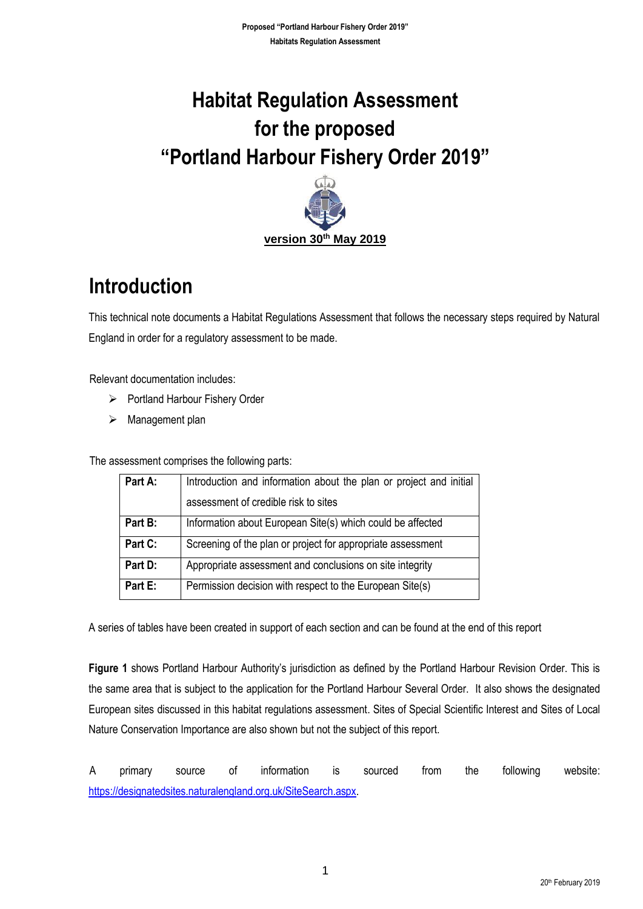# Habitat Regulation Assessment for the proposed "Portland Harbour Fishery Order 2019"

**version 30th May 2019**

# Introduction

This technical note documents a Habitat Regulations Assessment that follows the necessary steps required by Natural England in order for a regulatory assessment to be made.

Relevant documentation includes:

- Portland Harbour Fishery Order
- Management plan

The assessment comprises the following parts:

| | |
|---|---|
| **Part A:** | Introduction and information about the plan or project and initial assessment of credible risk to sites |
| **Part B:** | Information about European Site(s) which could be affected |
| **Part C:** | Screening of the plan or project for appropriate assessment |
| **Part D:** | Appropriate assessment and conclusions on site integrity |
| **Part E:** | Permission decision with respect to the European Site(s) |

A series of tables have been created in support of each section and can be found at the end of this report

**Figure 1** shows Portland Harbour Authority's jurisdiction as defined by the Portland Harbour Revision Order. This is the same area that is subject to the application for the Portland Harbour Several Order. It also shows the designated European sites discussed in this habitat regulations assessment. Sites of Special Scientific Interest and Sites of Local Nature Conservation Importance are also shown but not the subject of this report.

A primary source of information is sourced from the following website: https://designatedsites.naturalengland.org.uk/SiteSearch.aspx.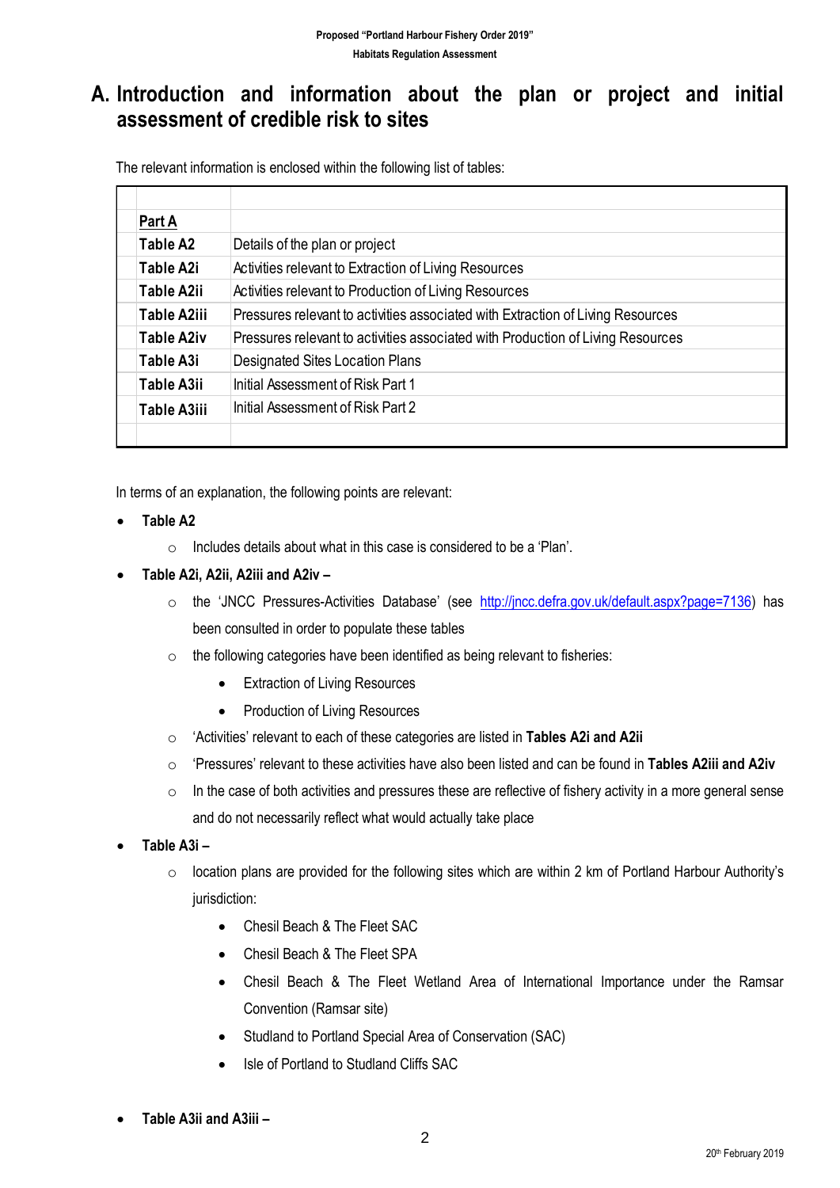# A. Introduction and information about the plan or project and initial assessment of credible risk to sites

The relevant information is enclosed within the following list of tables:

| **Part A** | |
|---|---|
| **Table A2** | Details of the plan or project |
| **Table A2i** | Activities relevant to Extraction of Living Resources |
| **Table A2ii** | Activities relevant to Production of Living Resources |
| **Table A2iii** | Pressures relevant to activities associated with Extraction of Living Resources |
| **Table A2iv** | Pressures relevant to activities associated with Production of Living Resources |
| **Table A3i** | Designated Sites Location Plans |
| **Table A3ii** | Initial Assessment of Risk Part 1 |
| **Table A3iii** | Initial Assessment of Risk Part 2 |

In terms of an explanation, the following points are relevant:

- **Table A2**
  - Includes details about what in this case is considered to be a 'Plan'.
- **Table A2i, A2ii, A2iii and A2iv –**
  - the 'JNCC Pressures-Activities Database' (see http://jncc.defra.gov.uk/default.aspx?page=7136) has been consulted in order to populate these tables
  - the following categories have been identified as being relevant to fisheries:
    - Extraction of Living Resources
    - Production of Living Resources
  - 'Activities' relevant to each of these categories are listed in **Tables A2i and A2ii**
  - 'Pressures' relevant to these activities have also been listed and can be found in **Tables A2iii and A2iv**
  - In the case of both activities and pressures these are reflective of fishery activity in a more general sense and do not necessarily reflect what would actually take place
- **Table A3i –**
  - location plans are provided for the following sites which are within 2 km of Portland Harbour Authority's jurisdiction:
    - Chesil Beach & The Fleet SAC
    - Chesil Beach & The Fleet SPA
    - Chesil Beach & The Fleet Wetland Area of International Importance under the Ramsar Convention (Ramsar site)
    - Studland to Portland Special Area of Conservation (SAC)
    - Isle of Portland to Studland Cliffs SAC
- **Table A3ii and A3iii –**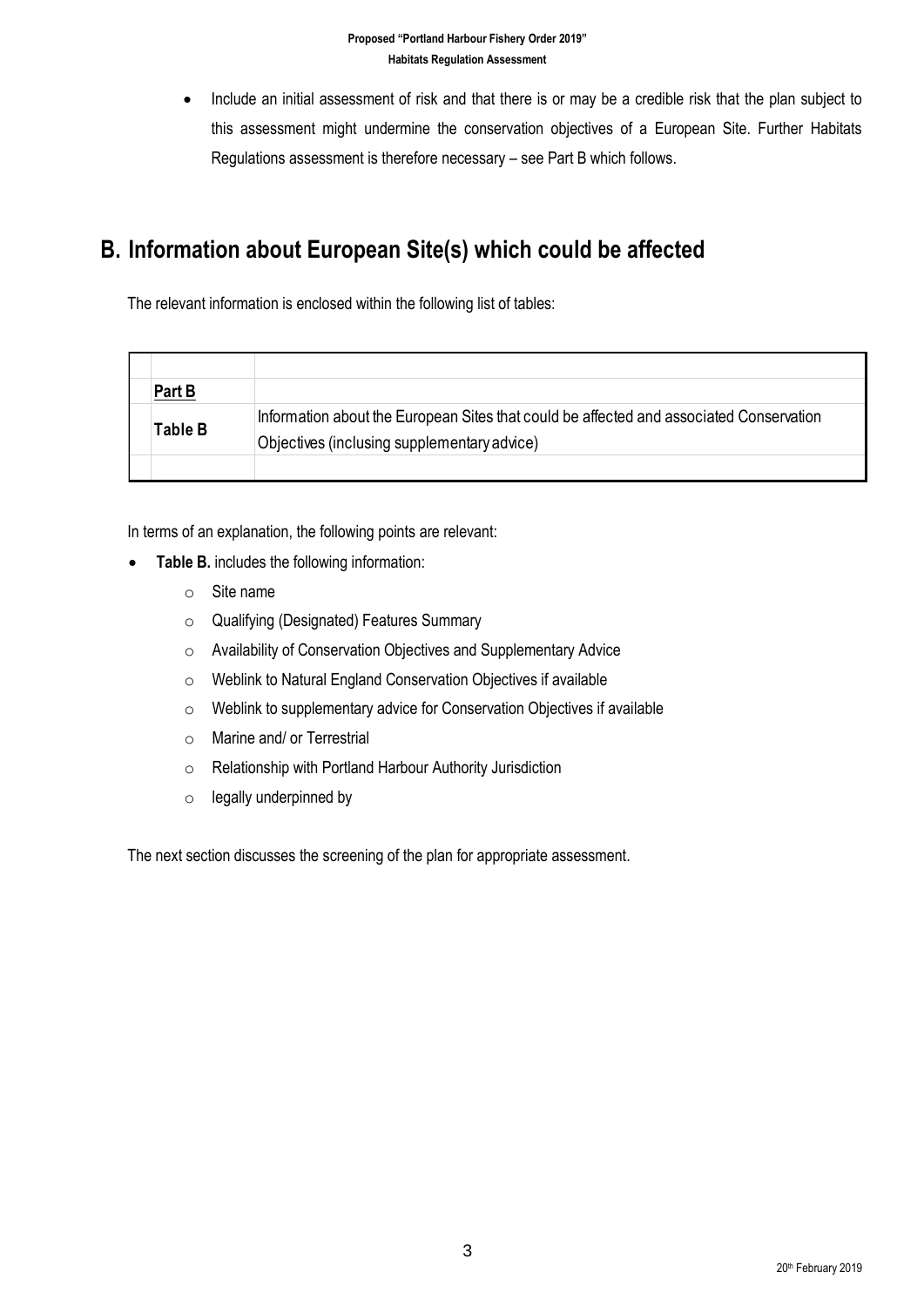- Include an initial assessment of risk and that there is or may be a credible risk that the plan subject to this assessment might undermine the conservation objectives of a European Site. Further Habitats Regulations assessment is therefore necessary – see Part B which follows.

## B. Information about European Site(s) which could be affected

The relevant information is enclosed within the following list of tables:

| **Part B** | |
|---|---|
| **Table B** | Information about the European Sites that could be affected and associated Conservation Objectives (inclusing supplementary advice) |

In terms of an explanation, the following points are relevant:

- **Table B.** includes the following information:
  - Site name
  - Qualifying (Designated) Features Summary
  - Availability of Conservation Objectives and Supplementary Advice
  - Weblink to Natural England Conservation Objectives if available
  - Weblink to supplementary advice for Conservation Objectives if available
  - Marine and/ or Terrestrial
  - Relationship with Portland Harbour Authority Jurisdiction
  - legally underpinned by

The next section discusses the screening of the plan for appropriate assessment.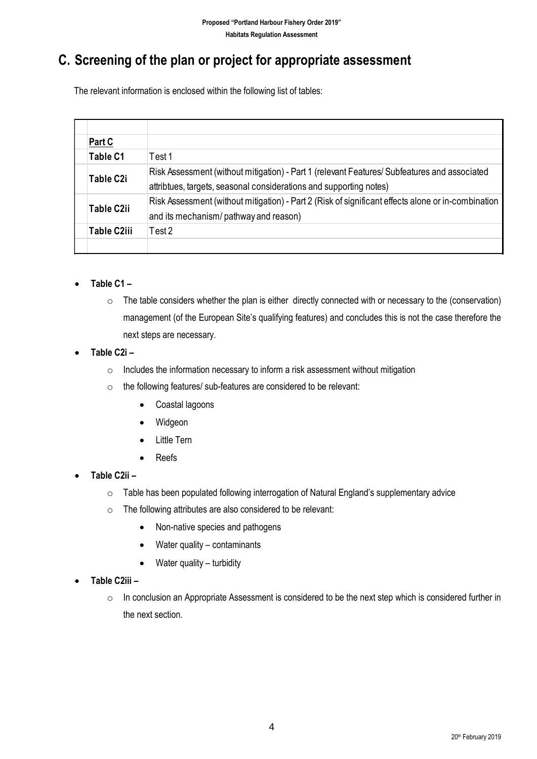# C. Screening of the plan or project for appropriate assessment

The relevant information is enclosed within the following list of tables:

| Part C | |
|---|---|
| **Table C1** | Test 1 |
| **Table C2i** | Risk Assessment (without mitigation) - Part 1 (relevant Features/ Subfeatures and associated attribtues, targets, seasonal considerations and supporting notes) |
| **Table C2ii** | Risk Assessment (without mitigation) - Part 2 (Risk of significant effects alone or in-combination and its mechanism/ pathway and reason) |
| **Table C2iii** | Test 2 |

- **Table C1 –**
  - The table considers whether the plan is either directly connected with or necessary to the (conservation) management (of the European Site's qualifying features) and concludes this is not the case therefore the next steps are necessary.
- **Table C2i –**
  - Includes the information necessary to inform a risk assessment without mitigation
  - the following features/ sub-features are considered to be relevant:
    - Coastal lagoons
    - Widgeon
    - Little Tern
    - Reefs
- **Table C2ii –**
  - Table has been populated following interrogation of Natural England's supplementary advice
  - The following attributes are also considered to be relevant:
    - Non-native species and pathogens
    - Water quality – contaminants
    - Water quality – turbidity
- **Table C2iii –**
  - In conclusion an Appropriate Assessment is considered to be the next step which is considered further in the next section.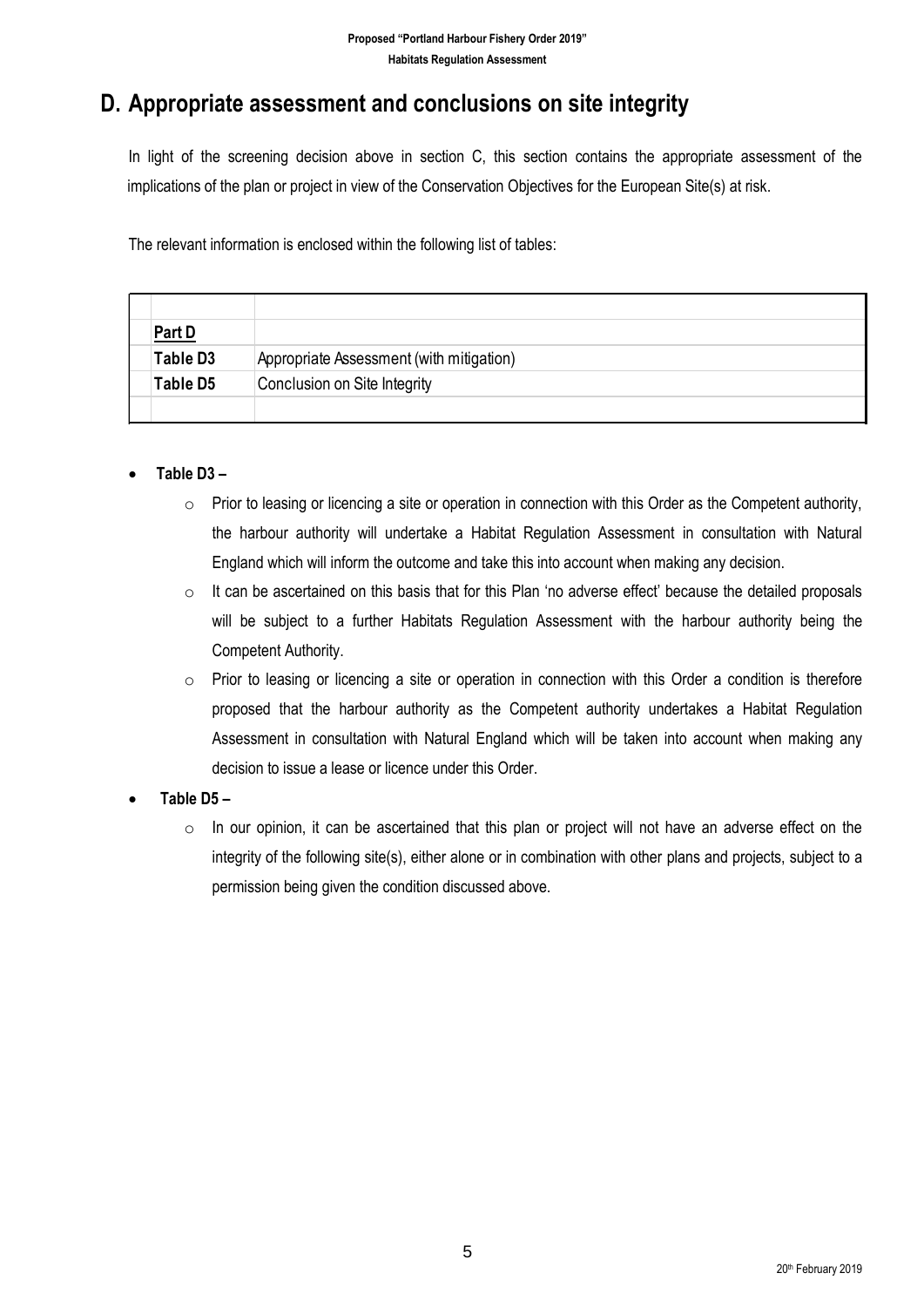## D. Appropriate assessment and conclusions on site integrity

In light of the screening decision above in section C, this section contains the appropriate assessment of the implications of the plan or project in view of the Conservation Objectives for the European Site(s) at risk.

The relevant information is enclosed within the following list of tables:

| Part D | |
|---|---|
| **Table D3** | Appropriate Assessment (with mitigation) |
| **Table D5** | Conclusion on Site Integrity |

- **Table D3 –**
  - Prior to leasing or licencing a site or operation in connection with this Order as the Competent authority, the harbour authority will undertake a Habitat Regulation Assessment in consultation with Natural England which will inform the outcome and take this into account when making any decision.
  - It can be ascertained on this basis that for this Plan 'no adverse effect' because the detailed proposals will be subject to a further Habitats Regulation Assessment with the harbour authority being the Competent Authority.
  - Prior to leasing or licencing a site or operation in connection with this Order a condition is therefore proposed that the harbour authority as the Competent authority undertakes a Habitat Regulation Assessment in consultation with Natural England which will be taken into account when making any decision to issue a lease or licence under this Order.
- **Table D5 –**
  - In our opinion, it can be ascertained that this plan or project will not have an adverse effect on the integrity of the following site(s), either alone or in combination with other plans and projects, subject to a permission being given the condition discussed above.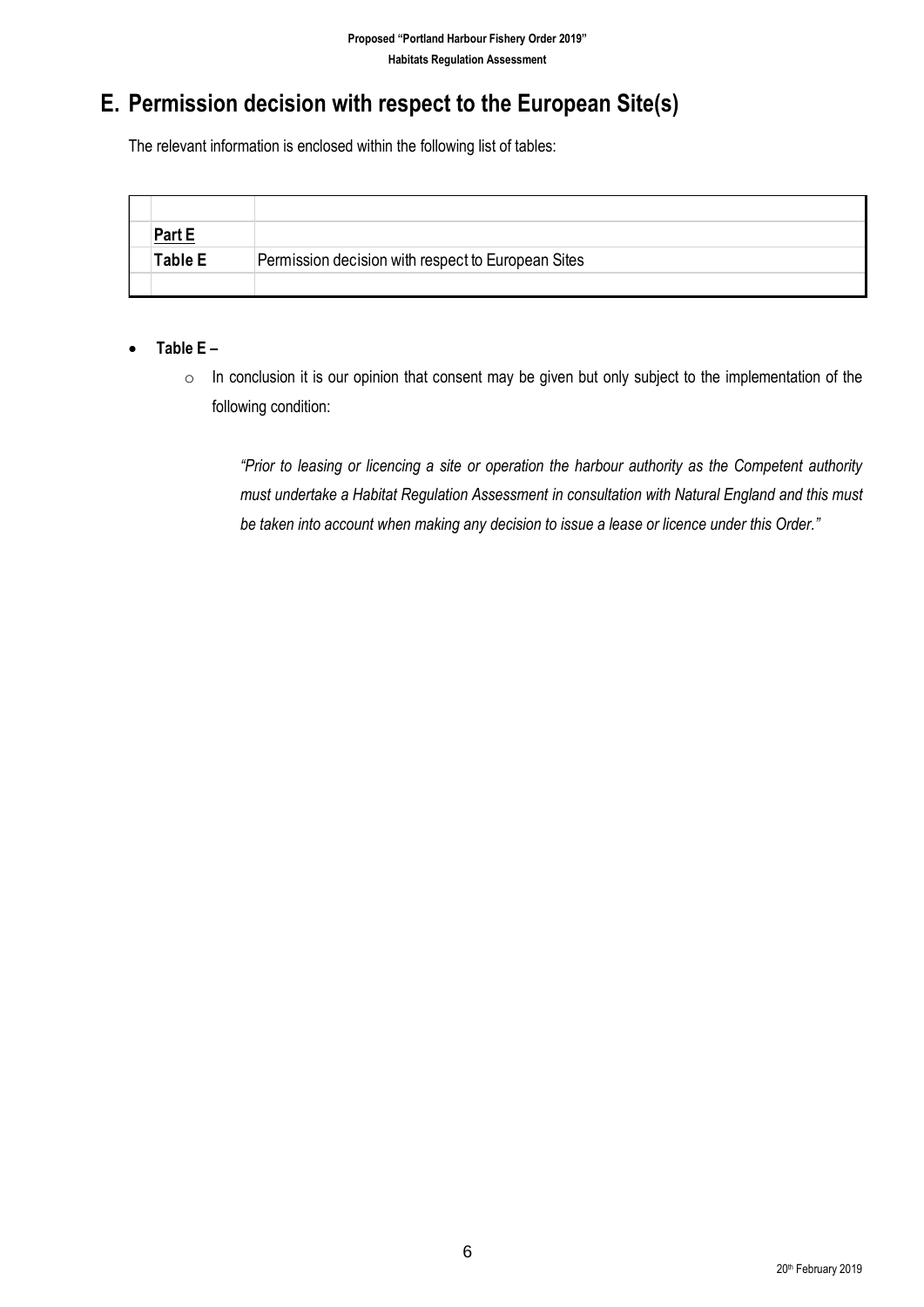# E. Permission decision with respect to the European Site(s)

The relevant information is enclosed within the following list of tables:

| | |
|---|---|
| **Part E** | |
| **Table E** | Permission decision with respect to European Sites |

- **Table E –**
  - In conclusion it is our opinion that consent may be given but only subject to the implementation of the following condition:

    *"Prior to leasing or licencing a site or operation the harbour authority as the Competent authority must undertake a Habitat Regulation Assessment in consultation with Natural England and this must be taken into account when making any decision to issue a lease or licence under this Order."*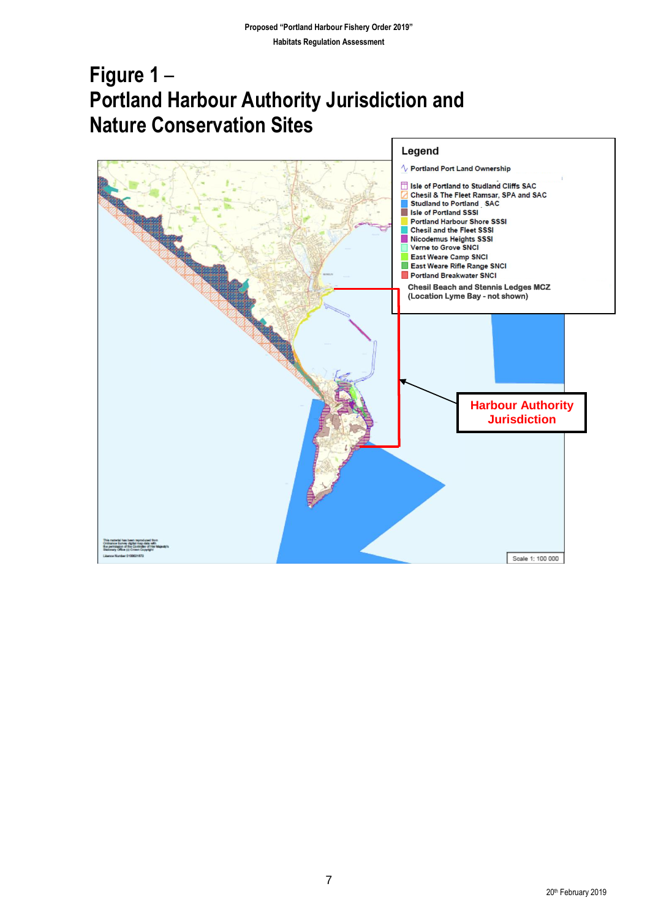# Figure 1 – Portland Harbour Authority Jurisdiction and Nature Conservation Sites

**Legend**

- Portland Port Land Ownership
- Isle of Portland to Studland Cliffs SAC
- Chesil & The Fleet Ramsar, SPA and SAC
- Studland to Portland SAC
- Isle of Portland SSSI
- Portland Harbour Shore SSSI
- Chesil and the Fleet SSSI
- Nicodemus Heights SSSI
- Verne to Grove SNCI
- East Weare Camp SNCI
- East Weare Rifle Range SNCI
- Portland Breakwater SNCI

Chesil Beach and Stennis Ledges MCZ
(Location Lyme Bay - not shown)

**Harbour Authority Jurisdiction**

This material has been reproduced from Ordnance Survey digital map data with the permission of the Controller of Her Majesty's Stationery Office (c) Crown Copyright

Licence Number 0100031673

Scale 1: 100 000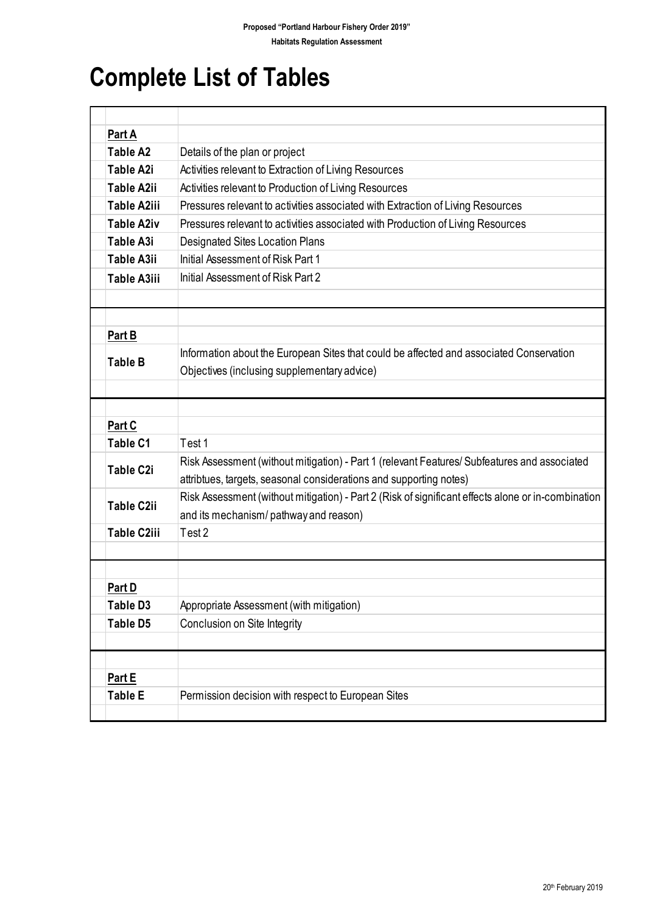# Complete List of Tables

| | |
|---|---|
| **Part A** | |
| **Table A2** | Details of the plan or project |
| **Table A2i** | Activities relevant to Extraction of Living Resources |
| **Table A2ii** | Activities relevant to Production of Living Resources |
| **Table A2iii** | Pressures relevant to activities associated with Extraction of Living Resources |
| **Table A2iv** | Pressures relevant to activities associated with Production of Living Resources |
| **Table A3i** | Designated Sites Location Plans |
| **Table A3ii** | Initial Assessment of Risk Part 1 |
| **Table A3iii** | Initial Assessment of Risk Part 2 |
| | |
| **Part B** | |
| **Table B** | Information about the European Sites that could be affected and associated Conservation Objectives (inclusing supplementary advice) |
| | |
| **Part C** | |
| **Table C1** | Test 1 |
| **Table C2i** | Risk Assessment (without mitigation) - Part 1 (relevant Features/ Subfeatures and associated attribtues, targets, seasonal considerations and supporting notes) |
| **Table C2ii** | Risk Assessment (without mitigation) - Part 2 (Risk of significant effects alone or in-combination and its mechanism/ pathway and reason) |
| **Table C2iii** | Test 2 |
| | |
| **Part D** | |
| **Table D3** | Appropriate Assessment (with mitigation) |
| **Table D5** | Conclusion on Site Integrity |
| | |
| **Part E** | |
| **Table E** | Permission decision with respect to European Sites |